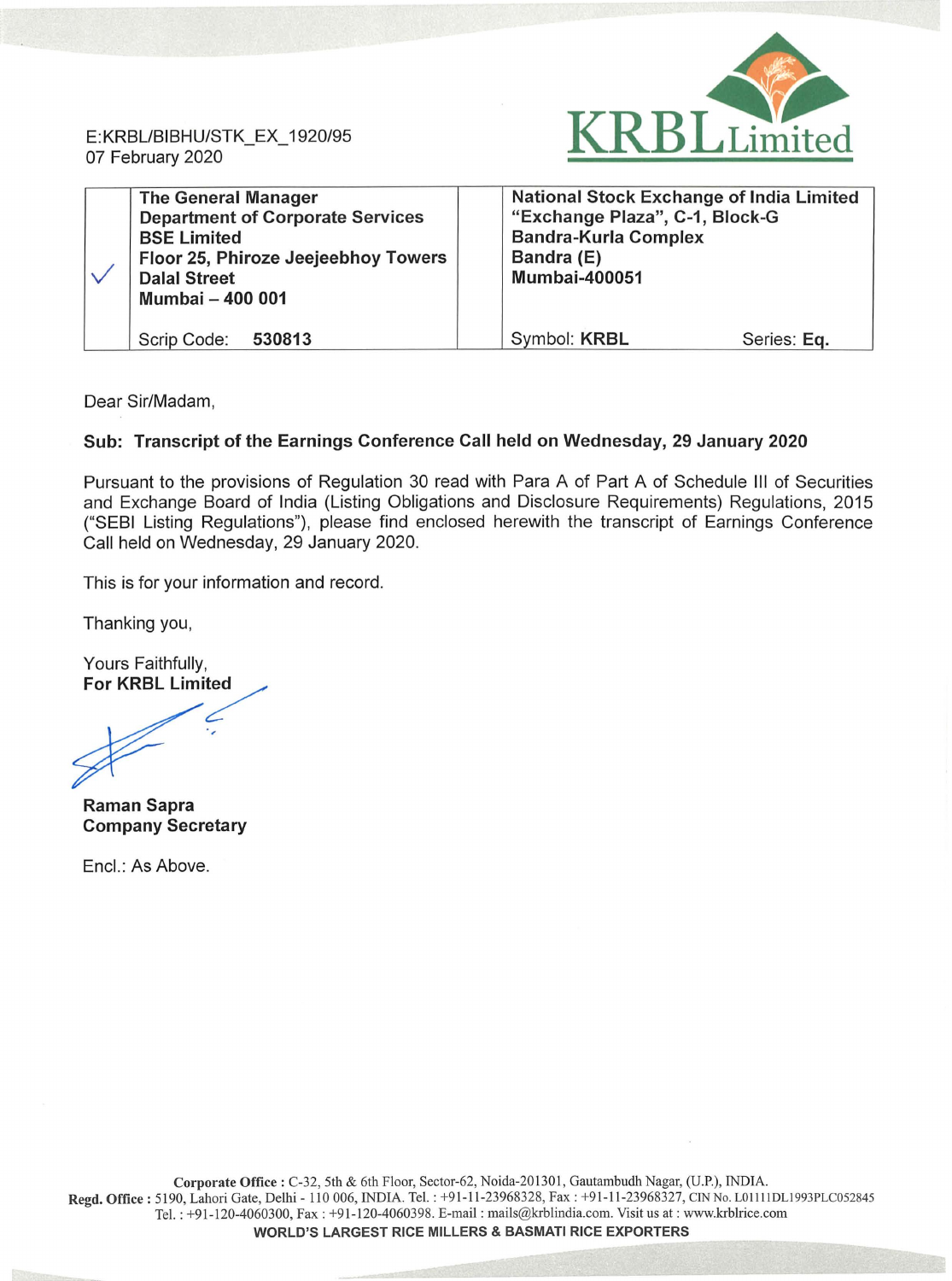E:KRBL/BIBHU/STK_EX_1920/95
07 February 2020

**KRBL Limited**

| ✓ | **The General Manager**<br>**Department of Corporate Services**<br>**BSE Limited**<br>**Floor 25, Phiroze Jeejeebhoy Towers**<br>**Dalal Street**<br>**Mumbai – 400 001** | | **National Stock Exchange of India Limited**<br>**"Exchange Plaza", C-1, Block-G**<br>**Bandra-Kurla Complex**<br>**Bandra (E)**<br>**Mumbai-400051** |
|---|---|---|---|
| | Scrip Code: **530813** | | Symbol: **KRBL** Series: **Eq.** |

Dear Sir/Madam,

**Sub: Transcript of the Earnings Conference Call held on Wednesday, 29 January 2020**

Pursuant to the provisions of Regulation 30 read with Para A of Part A of Schedule III of Securities and Exchange Board of India (Listing Obligations and Disclosure Requirements) Regulations, 2015 ("SEBI Listing Regulations"), please find enclosed herewith the transcript of Earnings Conference Call held on Wednesday, 29 January 2020.

This is for your information and record.

Thanking you,

Yours Faithfully,
**For KRBL Limited**

**Raman Sapra**
**Company Secretary**

Encl.: As Above.

**Corporate Office :** C-32, 5th & 6th Floor, Sector-62, Noida-201301, Gautambudh Nagar, (U.P.), INDIA.
**Regd. Office :** 5190, Lahori Gate, Delhi - 110 006, INDIA. Tel. : +91-11-23968328, Fax : +91-11-23968327, CIN No. L01111DL1993PLC052845
Tel. : +91-120-4060300, Fax : +91-120-4060398. E-mail : mails@krblindia.com. Visit us at : www.krblrice.com
**WORLD'S LARGEST RICE MILLERS & BASMATI RICE EXPORTERS**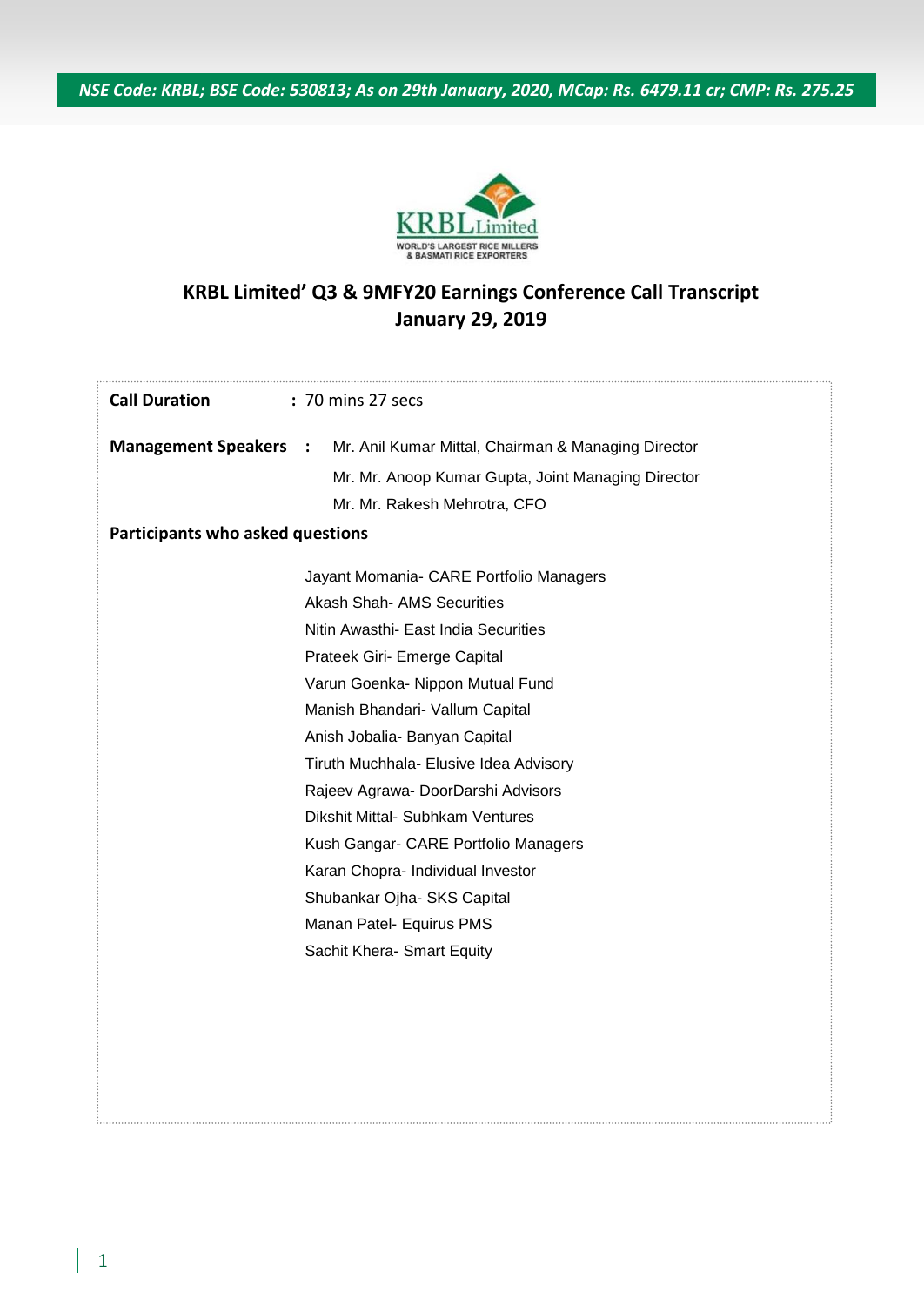*NSE Code: KRBL; BSE Code: 530813; As on 29th January, 2020, MCap: Rs. 6479.11 cr; CMP: Rs. 275.25*

KRBL Limited
WORLD'S LARGEST RICE MILLERS & BASMATI RICE EXPORTERS

## KRBL Limited' Q3 & 9MFY20 Earnings Conference Call Transcript
## January 29, 2019

**Call Duration** : 70 mins 27 secs

**Management Speakers** : Mr. Anil Kumar Mittal, Chairman & Managing Director
Mr. Mr. Anoop Kumar Gupta, Joint Managing Director
Mr. Mr. Rakesh Mehrotra, CFO

**Participants who asked questions**

- Jayant Momania- CARE Portfolio Managers
- Akash Shah- AMS Securities
- Nitin Awasthi- East India Securities
- Prateek Giri- Emerge Capital
- Varun Goenka- Nippon Mutual Fund
- Manish Bhandari- Vallum Capital
- Anish Jobalia- Banyan Capital
- Tiruth Muchhala- Elusive Idea Advisory
- Rajeev Agrawa- DoorDarshi Advisors
- Dikshit Mittal- Subhkam Ventures
- Kush Gangar- CARE Portfolio Managers
- Karan Chopra- Individual Investor
- Shubankar Ojha- SKS Capital
- Manan Patel- Equirus PMS
- Sachit Khera- Smart Equity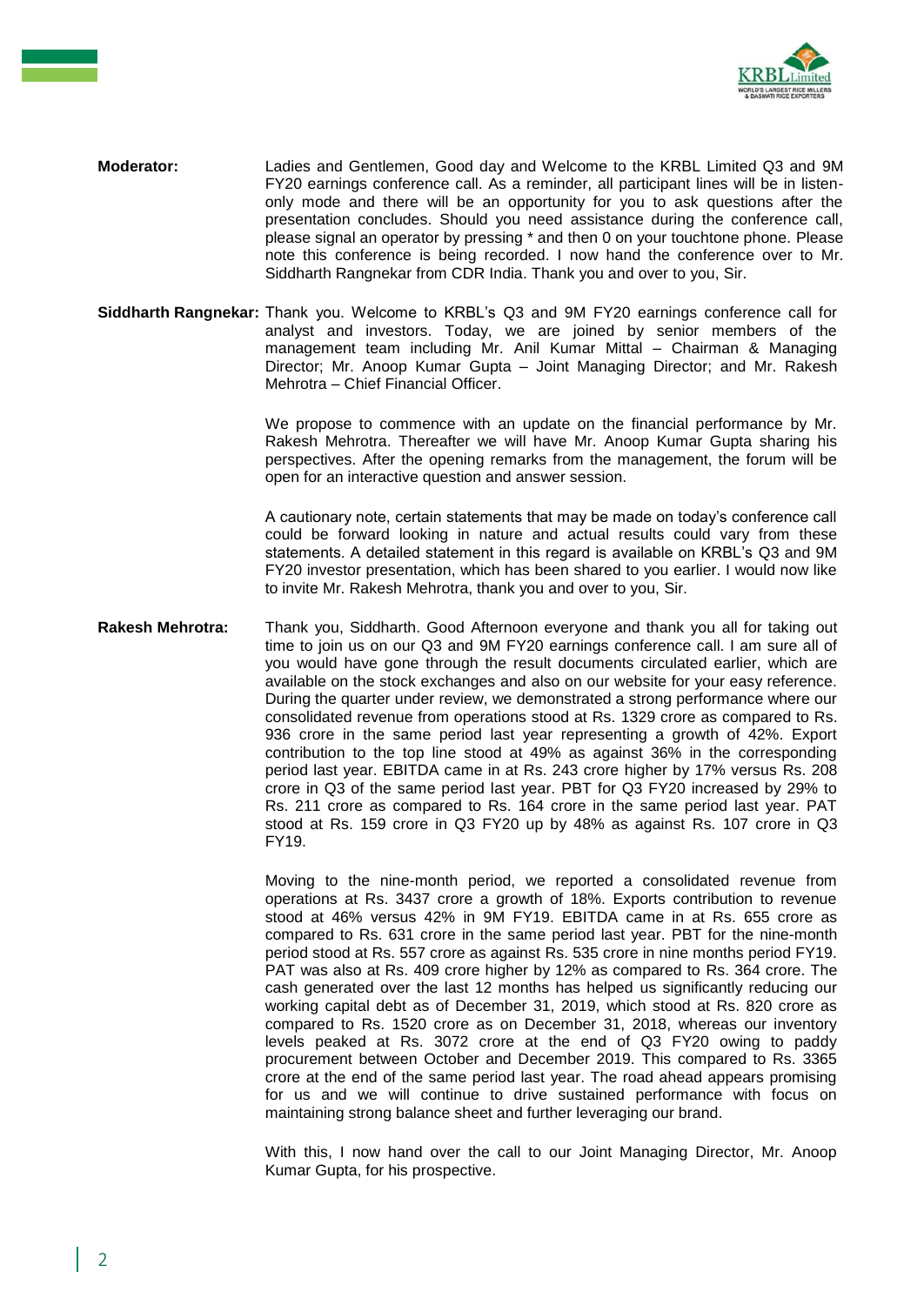**Moderator:** Ladies and Gentlemen, Good day and Welcome to the KRBL Limited Q3 and 9M FY20 earnings conference call. As a reminder, all participant lines will be in listen-only mode and there will be an opportunity for you to ask questions after the presentation concludes. Should you need assistance during the conference call, please signal an operator by pressing * and then 0 on your touchtone phone. Please note this conference is being recorded. I now hand the conference over to Mr. Siddharth Rangnekar from CDR India. Thank you and over to you, Sir.

**Siddharth Rangnekar:** Thank you. Welcome to KRBL's Q3 and 9M FY20 earnings conference call for analyst and investors. Today, we are joined by senior members of the management team including Mr. Anil Kumar Mittal – Chairman & Managing Director; Mr. Anoop Kumar Gupta – Joint Managing Director; and Mr. Rakesh Mehrotra – Chief Financial Officer.

We propose to commence with an update on the financial performance by Mr. Rakesh Mehrotra. Thereafter we will have Mr. Anoop Kumar Gupta sharing his perspectives. After the opening remarks from the management, the forum will be open for an interactive question and answer session.

A cautionary note, certain statements that may be made on today's conference call could be forward looking in nature and actual results could vary from these statements. A detailed statement in this regard is available on KRBL's Q3 and 9M FY20 investor presentation, which has been shared to you earlier. I would now like to invite Mr. Rakesh Mehrotra, thank you and over to you, Sir.

**Rakesh Mehrotra:** Thank you, Siddharth. Good Afternoon everyone and thank you all for taking out time to join us on our Q3 and 9M FY20 earnings conference call. I am sure all of you would have gone through the result documents circulated earlier, which are available on the stock exchanges and also on our website for your easy reference. During the quarter under review, we demonstrated a strong performance where our consolidated revenue from operations stood at Rs. 1329 crore as compared to Rs. 936 crore in the same period last year representing a growth of 42%. Export contribution to the top line stood at 49% as against 36% in the corresponding period last year. EBITDA came in at Rs. 243 crore higher by 17% versus Rs. 208 crore in Q3 of the same period last year. PBT for Q3 FY20 increased by 29% to Rs. 211 crore as compared to Rs. 164 crore in the same period last year. PAT stood at Rs. 159 crore in Q3 FY20 up by 48% as against Rs. 107 crore in Q3 FY19.

Moving to the nine-month period, we reported a consolidated revenue from operations at Rs. 3437 crore a growth of 18%. Exports contribution to revenue stood at 46% versus 42% in 9M FY19. EBITDA came in at Rs. 655 crore as compared to Rs. 631 crore in the same period last year. PBT for the nine-month period stood at Rs. 557 crore as against Rs. 535 crore in nine months period FY19. PAT was also at Rs. 409 crore higher by 12% as compared to Rs. 364 crore. The cash generated over the last 12 months has helped us significantly reducing our working capital debt as of December 31, 2019, which stood at Rs. 820 crore as compared to Rs. 1520 crore as on December 31, 2018, whereas our inventory levels peaked at Rs. 3072 crore at the end of Q3 FY20 owing to paddy procurement between October and December 2019. This compared to Rs. 3365 crore at the end of the same period last year. The road ahead appears promising for us and we will continue to drive sustained performance with focus on maintaining strong balance sheet and further leveraging our brand.

With this, I now hand over the call to our Joint Managing Director, Mr. Anoop Kumar Gupta, for his prospective.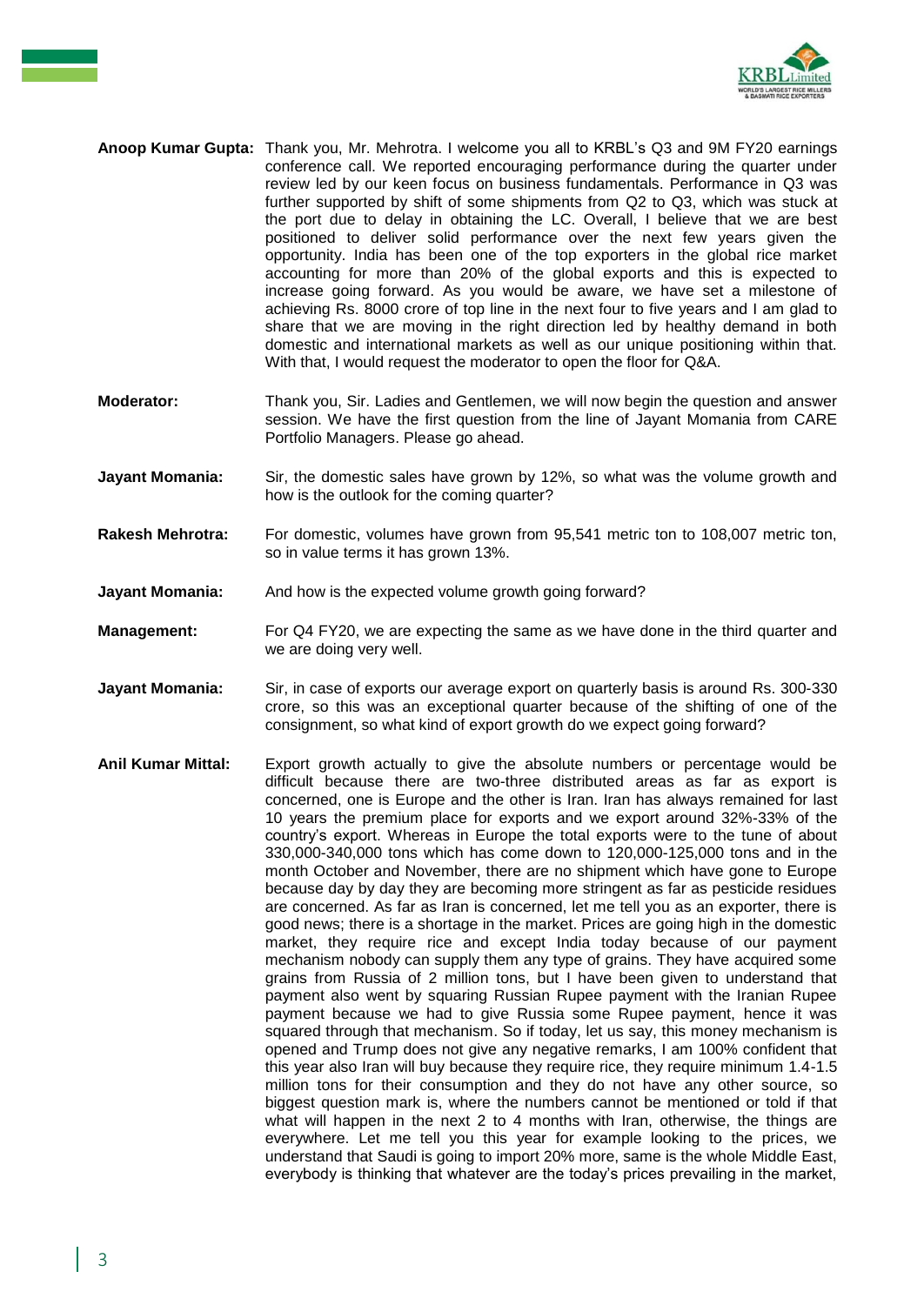**Anoop Kumar Gupta:** Thank you, Mr. Mehrotra. I welcome you all to KRBL's Q3 and 9M FY20 earnings conference call. We reported encouraging performance during the quarter under review led by our keen focus on business fundamentals. Performance in Q3 was further supported by shift of some shipments from Q2 to Q3, which was stuck at the port due to delay in obtaining the LC. Overall, I believe that we are best positioned to deliver solid performance over the next few years given the opportunity. India has been one of the top exporters in the global rice market accounting for more than 20% of the global exports and this is expected to increase going forward. As you would be aware, we have set a milestone of achieving Rs. 8000 crore of top line in the next four to five years and I am glad to share that we are moving in the right direction led by healthy demand in both domestic and international markets as well as our unique positioning within that. With that, I would request the moderator to open the floor for Q&A.

**Moderator:** Thank you, Sir. Ladies and Gentlemen, we will now begin the question and answer session. We have the first question from the line of Jayant Momania from CARE Portfolio Managers. Please go ahead.

**Jayant Momania:** Sir, the domestic sales have grown by 12%, so what was the volume growth and how is the outlook for the coming quarter?

**Rakesh Mehrotra:** For domestic, volumes have grown from 95,541 metric ton to 108,007 metric ton, so in value terms it has grown 13%.

**Jayant Momania:** And how is the expected volume growth going forward?

**Management:** For Q4 FY20, we are expecting the same as we have done in the third quarter and we are doing very well.

**Jayant Momania:** Sir, in case of exports our average export on quarterly basis is around Rs. 300-330 crore, so this was an exceptional quarter because of the shifting of one of the consignment, so what kind of export growth do we expect going forward?

**Anil Kumar Mittal:** Export growth actually to give the absolute numbers or percentage would be difficult because there are two-three distributed areas as far as export is concerned, one is Europe and the other is Iran. Iran has always remained for last 10 years the premium place for exports and we export around 32%-33% of the country's export. Whereas in Europe the total exports were to the tune of about 330,000-340,000 tons which has come down to 120,000-125,000 tons and in the month October and November, there are no shipment which have gone to Europe because day by day they are becoming more stringent as far as pesticide residues are concerned. As far as Iran is concerned, let me tell you as an exporter, there is good news; there is a shortage in the market. Prices are going high in the domestic market, they require rice and except India today because of our payment mechanism nobody can supply them any type of grains. They have acquired some grains from Russia of 2 million tons, but I have been given to understand that payment also went by squaring Russian Rupee payment with the Iranian Rupee payment because we had to give Russia some Rupee payment, hence it was squared through that mechanism. So if today, let us say, this money mechanism is opened and Trump does not give any negative remarks, I am 100% confident that this year also Iran will buy because they require rice, they require minimum 1.4-1.5 million tons for their consumption and they do not have any other source, so biggest question mark is, where the numbers cannot be mentioned or told if that what will happen in the next 2 to 4 months with Iran, otherwise, the things are everywhere. Let me tell you this year for example looking to the prices, we understand that Saudi is going to import 20% more, same is the whole Middle East, everybody is thinking that whatever are the today's prices prevailing in the market,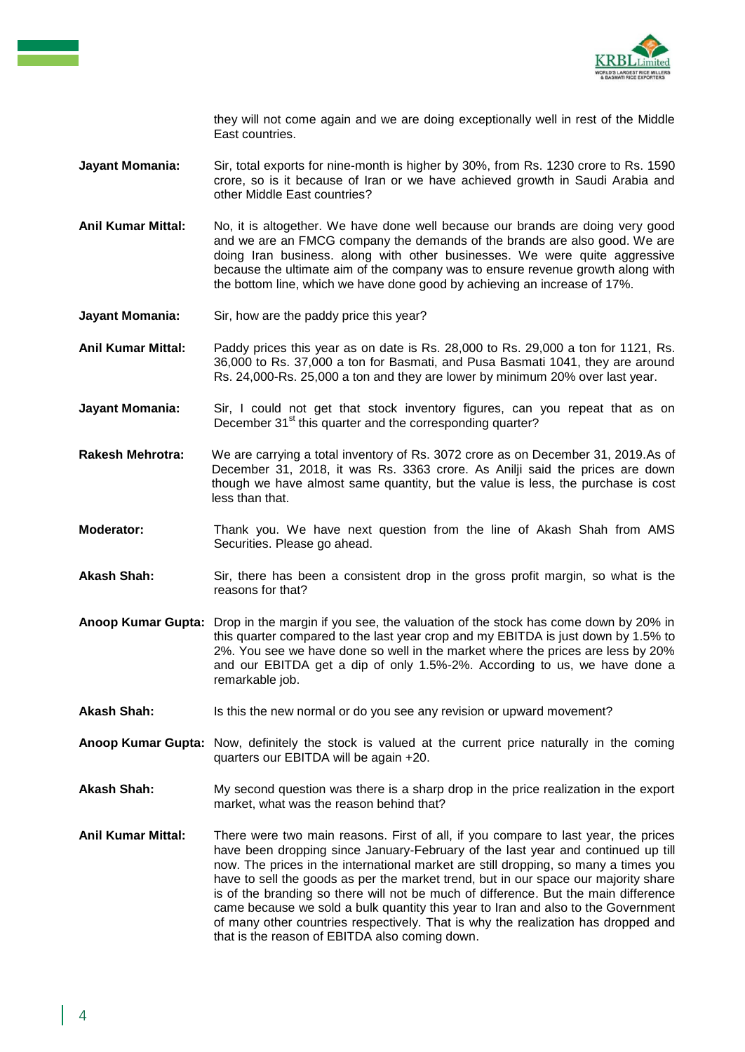they will not come again and we are doing exceptionally well in rest of the Middle East countries.

**Jayant Momania:** Sir, total exports for nine-month is higher by 30%, from Rs. 1230 crore to Rs. 1590 crore, so is it because of Iran or we have achieved growth in Saudi Arabia and other Middle East countries?

**Anil Kumar Mittal:** No, it is altogether. We have done well because our brands are doing very good and we are an FMCG company the demands of the brands are also good. We are doing Iran business. along with other businesses. We were quite aggressive because the ultimate aim of the company was to ensure revenue growth along with the bottom line, which we have done good by achieving an increase of 17%.

**Jayant Momania:** Sir, how are the paddy price this year?

**Anil Kumar Mittal:** Paddy prices this year as on date is Rs. 28,000 to Rs. 29,000 a ton for 1121, Rs. 36,000 to Rs. 37,000 a ton for Basmati, and Pusa Basmati 1041, they are around Rs. 24,000-Rs. 25,000 a ton and they are lower by minimum 20% over last year.

**Jayant Momania:** Sir, I could not get that stock inventory figures, can you repeat that as on December 31st this quarter and the corresponding quarter?

**Rakesh Mehrotra:** We are carrying a total inventory of Rs. 3072 crore as on December 31, 2019.As of December 31, 2018, it was Rs. 3363 crore. As Anilji said the prices are down though we have almost same quantity, but the value is less, the purchase is cost less than that.

**Moderator:** Thank you. We have next question from the line of Akash Shah from AMS Securities. Please go ahead.

**Akash Shah:** Sir, there has been a consistent drop in the gross profit margin, so what is the reasons for that?

**Anoop Kumar Gupta:** Drop in the margin if you see, the valuation of the stock has come down by 20% in this quarter compared to the last year crop and my EBITDA is just down by 1.5% to 2%. You see we have done so well in the market where the prices are less by 20% and our EBITDA get a dip of only 1.5%-2%. According to us, we have done a remarkable job.

**Akash Shah:** Is this the new normal or do you see any revision or upward movement?

**Anoop Kumar Gupta:** Now, definitely the stock is valued at the current price naturally in the coming quarters our EBITDA will be again +20.

**Akash Shah:** My second question was there is a sharp drop in the price realization in the export market, what was the reason behind that?

**Anil Kumar Mittal:** There were two main reasons. First of all, if you compare to last year, the prices have been dropping since January-February of the last year and continued up till now. The prices in the international market are still dropping, so many a times you have to sell the goods as per the market trend, but in our space our majority share is of the branding so there will not be much of difference. But the main difference came because we sold a bulk quantity this year to Iran and also to the Government of many other countries respectively. That is why the realization has dropped and that is the reason of EBITDA also coming down.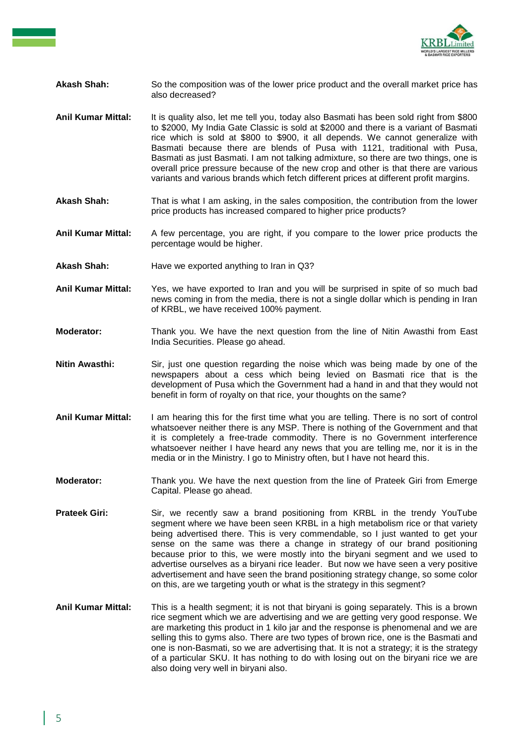**Akash Shah:** So the composition was of the lower price product and the overall market price has also decreased?

**Anil Kumar Mittal:** It is quality also, let me tell you, today also Basmati has been sold right from $800 to $2000, My India Gate Classic is sold at $2000 and there is a variant of Basmati rice which is sold at $800 to $900, it all depends. We cannot generalize with Basmati because there are blends of Pusa with 1121, traditional with Pusa, Basmati as just Basmati. I am not talking admixture, so there are two things, one is overall price pressure because of the new crop and other is that there are various variants and various brands which fetch different prices at different profit margins.

**Akash Shah:** That is what I am asking, in the sales composition, the contribution from the lower price products has increased compared to higher price products?

**Anil Kumar Mittal:** A few percentage, you are right, if you compare to the lower price products the percentage would be higher.

**Akash Shah:** Have we exported anything to Iran in Q3?

**Anil Kumar Mittal:** Yes, we have exported to Iran and you will be surprised in spite of so much bad news coming in from the media, there is not a single dollar which is pending in Iran of KRBL, we have received 100% payment.

**Moderator:** Thank you. We have the next question from the line of Nitin Awasthi from East India Securities. Please go ahead.

**Nitin Awasthi:** Sir, just one question regarding the noise which was being made by one of the newspapers about a cess which being levied on Basmati rice that is the development of Pusa which the Government had a hand in and that they would not benefit in form of royalty on that rice, your thoughts on the same?

**Anil Kumar Mittal:** I am hearing this for the first time what you are telling. There is no sort of control whatsoever neither there is any MSP. There is nothing of the Government and that it is completely a free-trade commodity. There is no Government interference whatsoever neither I have heard any news that you are telling me, nor it is in the media or in the Ministry. I go to Ministry often, but I have not heard this.

**Moderator:** Thank you. We have the next question from the line of Prateek Giri from Emerge Capital. Please go ahead.

**Prateek Giri:** Sir, we recently saw a brand positioning from KRBL in the trendy YouTube segment where we have been seen KRBL in a high metabolism rice or that variety being advertised there. This is very commendable, so I just wanted to get your sense on the same was there a change in strategy of our brand positioning because prior to this, we were mostly into the biryani segment and we used to advertise ourselves as a biryani rice leader. But now we have seen a very positive advertisement and have seen the brand positioning strategy change, so some color on this, are we targeting youth or what is the strategy in this segment?

**Anil Kumar Mittal:** This is a health segment; it is not that biryani is going separately. This is a brown rice segment which we are advertising and we are getting very good response. We are marketing this product in 1 kilo jar and the response is phenomenal and we are selling this to gyms also. There are two types of brown rice, one is the Basmati and one is non-Basmati, so we are advertising that. It is not a strategy; it is the strategy of a particular SKU. It has nothing to do with losing out on the biryani rice we are also doing very well in biryani also.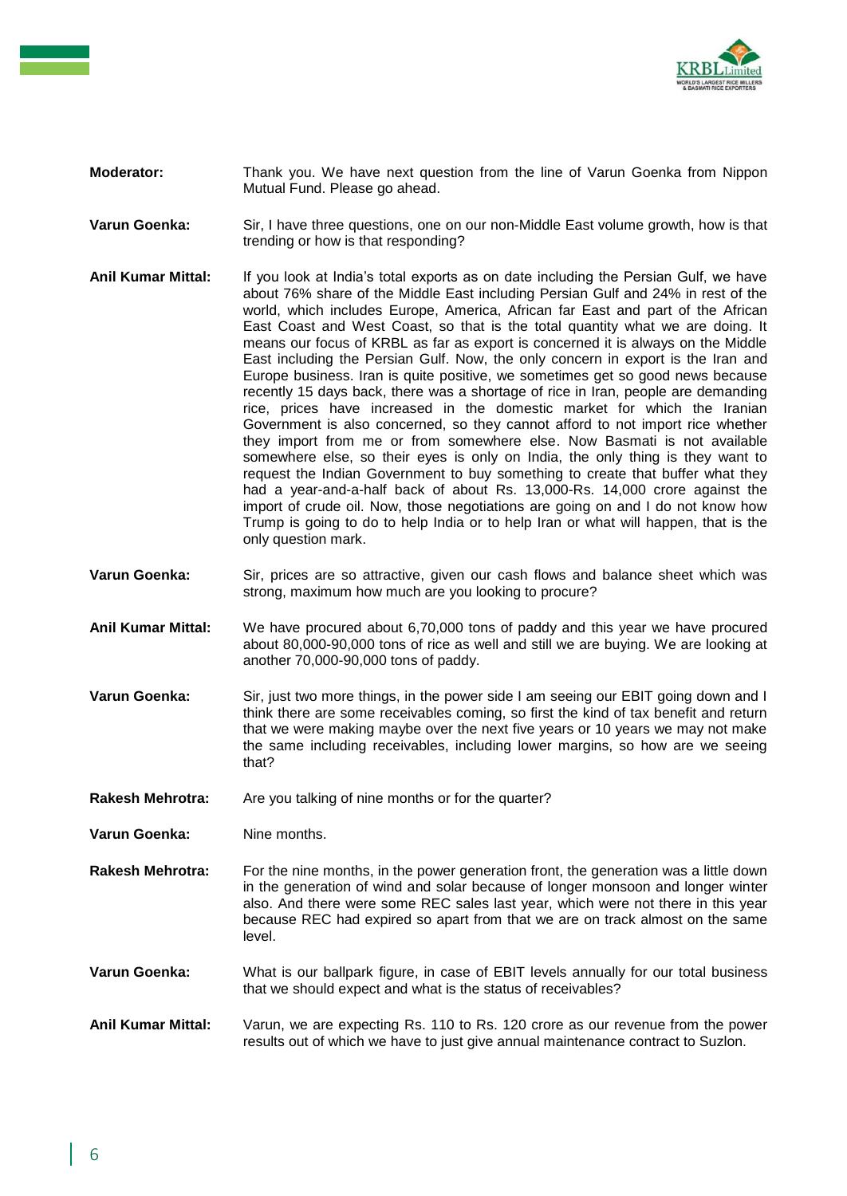**Moderator:** Thank you. We have next question from the line of Varun Goenka from Nippon Mutual Fund. Please go ahead.

**Varun Goenka:** Sir, I have three questions, one on our non-Middle East volume growth, how is that trending or how is that responding?

**Anil Kumar Mittal:** If you look at India's total exports as on date including the Persian Gulf, we have about 76% share of the Middle East including Persian Gulf and 24% in rest of the world, which includes Europe, America, African far East and part of the African East Coast and West Coast, so that is the total quantity what we are doing. It means our focus of KRBL as far as export is concerned it is always on the Middle East including the Persian Gulf. Now, the only concern in export is the Iran and Europe business. Iran is quite positive, we sometimes get so good news because recently 15 days back, there was a shortage of rice in Iran, people are demanding rice, prices have increased in the domestic market for which the Iranian Government is also concerned, so they cannot afford to not import rice whether they import from me or from somewhere else. Now Basmati is not available somewhere else, so their eyes is only on India, the only thing is they want to request the Indian Government to buy something to create that buffer what they had a year-and-a-half back of about Rs. 13,000-Rs. 14,000 crore against the import of crude oil. Now, those negotiations are going on and I do not know how Trump is going to do to help India or to help Iran or what will happen, that is the only question mark.

**Varun Goenka:** Sir, prices are so attractive, given our cash flows and balance sheet which was strong, maximum how much are you looking to procure?

**Anil Kumar Mittal:** We have procured about 6,70,000 tons of paddy and this year we have procured about 80,000-90,000 tons of rice as well and still we are buying. We are looking at another 70,000-90,000 tons of paddy.

**Varun Goenka:** Sir, just two more things, in the power side I am seeing our EBIT going down and I think there are some receivables coming, so first the kind of tax benefit and return that we were making maybe over the next five years or 10 years we may not make the same including receivables, including lower margins, so how are we seeing that?

**Rakesh Mehrotra:** Are you talking of nine months or for the quarter?

**Varun Goenka:** Nine months.

**Rakesh Mehrotra:** For the nine months, in the power generation front, the generation was a little down in the generation of wind and solar because of longer monsoon and longer winter also. And there were some REC sales last year, which were not there in this year because REC had expired so apart from that we are on track almost on the same level.

**Varun Goenka:** What is our ballpark figure, in case of EBIT levels annually for our total business that we should expect and what is the status of receivables?

**Anil Kumar Mittal:** Varun, we are expecting Rs. 110 to Rs. 120 crore as our revenue from the power results out of which we have to just give annual maintenance contract to Suzlon.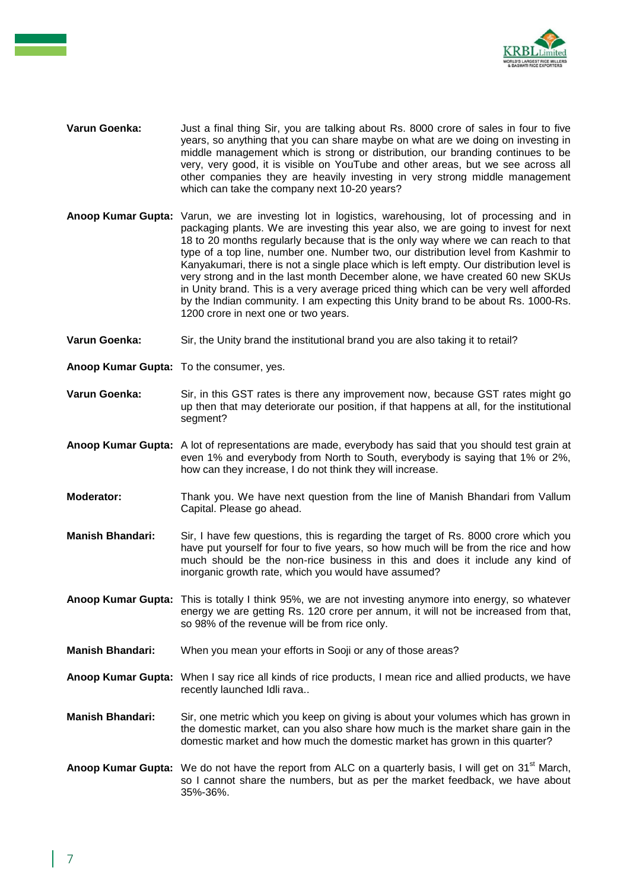**Varun Goenka:** Just a final thing Sir, you are talking about Rs. 8000 crore of sales in four to five years, so anything that you can share maybe on what are we doing on investing in middle management which is strong or distribution, our branding continues to be very, very good, it is visible on YouTube and other areas, but we see across all other companies they are heavily investing in very strong middle management which can take the company next 10-20 years?

**Anoop Kumar Gupta:** Varun, we are investing lot in logistics, warehousing, lot of processing and in packaging plants. We are investing this year also, we are going to invest for next 18 to 20 months regularly because that is the only way where we can reach to that type of a top line, number one. Number two, our distribution level from Kashmir to Kanyakumari, there is not a single place which is left empty. Our distribution level is very strong and in the last month December alone, we have created 60 new SKUs in Unity brand. This is a very average priced thing which can be very well afforded by the Indian community. I am expecting this Unity brand to be about Rs. 1000-Rs. 1200 crore in next one or two years.

**Varun Goenka:** Sir, the Unity brand the institutional brand you are also taking it to retail?

**Anoop Kumar Gupta:** To the consumer, yes.

**Varun Goenka:** Sir, in this GST rates is there any improvement now, because GST rates might go up then that may deteriorate our position, if that happens at all, for the institutional segment?

**Anoop Kumar Gupta:** A lot of representations are made, everybody has said that you should test grain at even 1% and everybody from North to South, everybody is saying that 1% or 2%, how can they increase, I do not think they will increase.

**Moderator:** Thank you. We have next question from the line of Manish Bhandari from Vallum Capital. Please go ahead.

**Manish Bhandari:** Sir, I have few questions, this is regarding the target of Rs. 8000 crore which you have put yourself for four to five years, so how much will be from the rice and how much should be the non-rice business in this and does it include any kind of inorganic growth rate, which you would have assumed?

**Anoop Kumar Gupta:** This is totally I think 95%, we are not investing anymore into energy, so whatever energy we are getting Rs. 120 crore per annum, it will not be increased from that, so 98% of the revenue will be from rice only.

**Manish Bhandari:** When you mean your efforts in Sooji or any of those areas?

**Anoop Kumar Gupta:** When I say rice all kinds of rice products, I mean rice and allied products, we have recently launched Idli rava..

**Manish Bhandari:** Sir, one metric which you keep on giving is about your volumes which has grown in the domestic market, can you also share how much is the market share gain in the domestic market and how much the domestic market has grown in this quarter?

**Anoop Kumar Gupta:** We do not have the report from ALC on a quarterly basis, I will get on 31st March, so I cannot share the numbers, but as per the market feedback, we have about 35%-36%.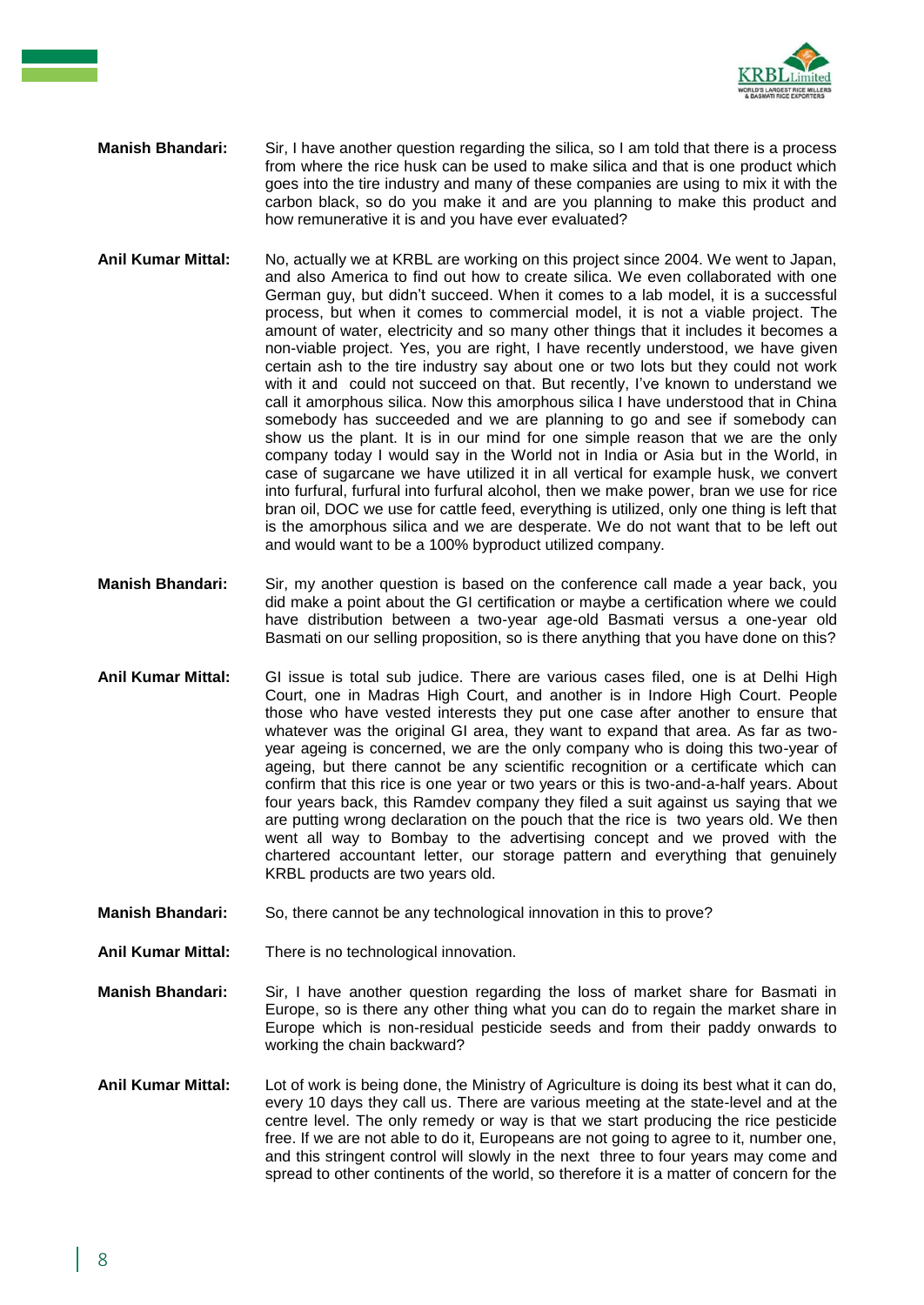**Manish Bhandari:** Sir, I have another question regarding the silica, so I am told that there is a process from where the rice husk can be used to make silica and that is one product which goes into the tire industry and many of these companies are using to mix it with the carbon black, so do you make it and are you planning to make this product and how remunerative it is and you have ever evaluated?

**Anil Kumar Mittal:** No, actually we at KRBL are working on this project since 2004. We went to Japan, and also America to find out how to create silica. We even collaborated with one German guy, but didn't succeed. When it comes to a lab model, it is a successful process, but when it comes to commercial model, it is not a viable project. The amount of water, electricity and so many other things that it includes it becomes a non-viable project. Yes, you are right, I have recently understood, we have given certain ash to the tire industry say about one or two lots but they could not work with it and could not succeed on that. But recently, I've known to understand we call it amorphous silica. Now this amorphous silica I have understood that in China somebody has succeeded and we are planning to go and see if somebody can show us the plant. It is in our mind for one simple reason that we are the only company today I would say in the World not in India or Asia but in the World, in case of sugarcane we have utilized it in all vertical for example husk, we convert into furfural, furfural into furfural alcohol, then we make power, bran we use for rice bran oil, DOC we use for cattle feed, everything is utilized, only one thing is left that is the amorphous silica and we are desperate. We do not want that to be left out and would want to be a 100% byproduct utilized company.

**Manish Bhandari:** Sir, my another question is based on the conference call made a year back, you did make a point about the GI certification or maybe a certification where we could have distribution between a two-year age-old Basmati versus a one-year old Basmati on our selling proposition, so is there anything that you have done on this?

**Anil Kumar Mittal:** GI issue is total sub judice. There are various cases filed, one is at Delhi High Court, one in Madras High Court, and another is in Indore High Court. People those who have vested interests they put one case after another to ensure that whatever was the original GI area, they want to expand that area. As far as two-year ageing is concerned, we are the only company who is doing this two-year of ageing, but there cannot be any scientific recognition or a certificate which can confirm that this rice is one year or two years or this is two-and-a-half years. About four years back, this Ramdev company they filed a suit against us saying that we are putting wrong declaration on the pouch that the rice is two years old. We then went all way to Bombay to the advertising concept and we proved with the chartered accountant letter, our storage pattern and everything that genuinely KRBL products are two years old.

**Manish Bhandari:** So, there cannot be any technological innovation in this to prove?

**Anil Kumar Mittal:** There is no technological innovation.

**Manish Bhandari:** Sir, I have another question regarding the loss of market share for Basmati in Europe, so is there any other thing what you can do to regain the market share in Europe which is non-residual pesticide seeds and from their paddy onwards to working the chain backward?

**Anil Kumar Mittal:** Lot of work is being done, the Ministry of Agriculture is doing its best what it can do, every 10 days they call us. There are various meeting at the state-level and at the centre level. The only remedy or way is that we start producing the rice pesticide free. If we are not able to do it, Europeans are not going to agree to it, number one, and this stringent control will slowly in the next three to four years may come and spread to other continents of the world, so therefore it is a matter of concern for the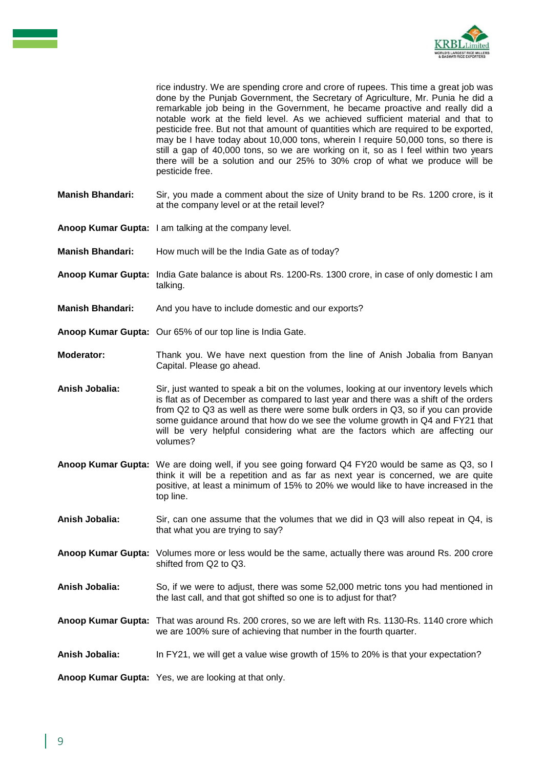rice industry. We are spending crore and crore of rupees. This time a great job was done by the Punjab Government, the Secretary of Agriculture, Mr. Punia he did a remarkable job being in the Government, he became proactive and really did a notable work at the field level. As we achieved sufficient material and that to pesticide free. But not that amount of quantities which are required to be exported, may be I have today about 10,000 tons, wherein I require 50,000 tons, so there is still a gap of 40,000 tons, so we are working on it, so as I feel within two years there will be a solution and our 25% to 30% crop of what we produce will be pesticide free.

**Manish Bhandari:** Sir, you made a comment about the size of Unity brand to be Rs. 1200 crore, is it at the company level or at the retail level?

**Anoop Kumar Gupta:** I am talking at the company level.

**Manish Bhandari:** How much will be the India Gate as of today?

**Anoop Kumar Gupta:** India Gate balance is about Rs. 1200-Rs. 1300 crore, in case of only domestic I am talking.

**Manish Bhandari:** And you have to include domestic and our exports?

**Anoop Kumar Gupta:** Our 65% of our top line is India Gate.

**Moderator:** Thank you. We have next question from the line of Anish Jobalia from Banyan Capital. Please go ahead.

**Anish Jobalia:** Sir, just wanted to speak a bit on the volumes, looking at our inventory levels which is flat as of December as compared to last year and there was a shift of the orders from Q2 to Q3 as well as there were some bulk orders in Q3, so if you can provide some guidance around that how do we see the volume growth in Q4 and FY21 that will be very helpful considering what are the factors which are affecting our volumes?

**Anoop Kumar Gupta:** We are doing well, if you see going forward Q4 FY20 would be same as Q3, so I think it will be a repetition and as far as next year is concerned, we are quite positive, at least a minimum of 15% to 20% we would like to have increased in the top line.

**Anish Jobalia:** Sir, can one assume that the volumes that we did in Q3 will also repeat in Q4, is that what you are trying to say?

**Anoop Kumar Gupta:** Volumes more or less would be the same, actually there was around Rs. 200 crore shifted from Q2 to Q3.

**Anish Jobalia:** So, if we were to adjust, there was some 52,000 metric tons you had mentioned in the last call, and that got shifted so one is to adjust for that?

**Anoop Kumar Gupta:** That was around Rs. 200 crores, so we are left with Rs. 1130-Rs. 1140 crore which we are 100% sure of achieving that number in the fourth quarter.

**Anish Jobalia:** In FY21, we will get a value wise growth of 15% to 20% is that your expectation?

**Anoop Kumar Gupta:** Yes, we are looking at that only.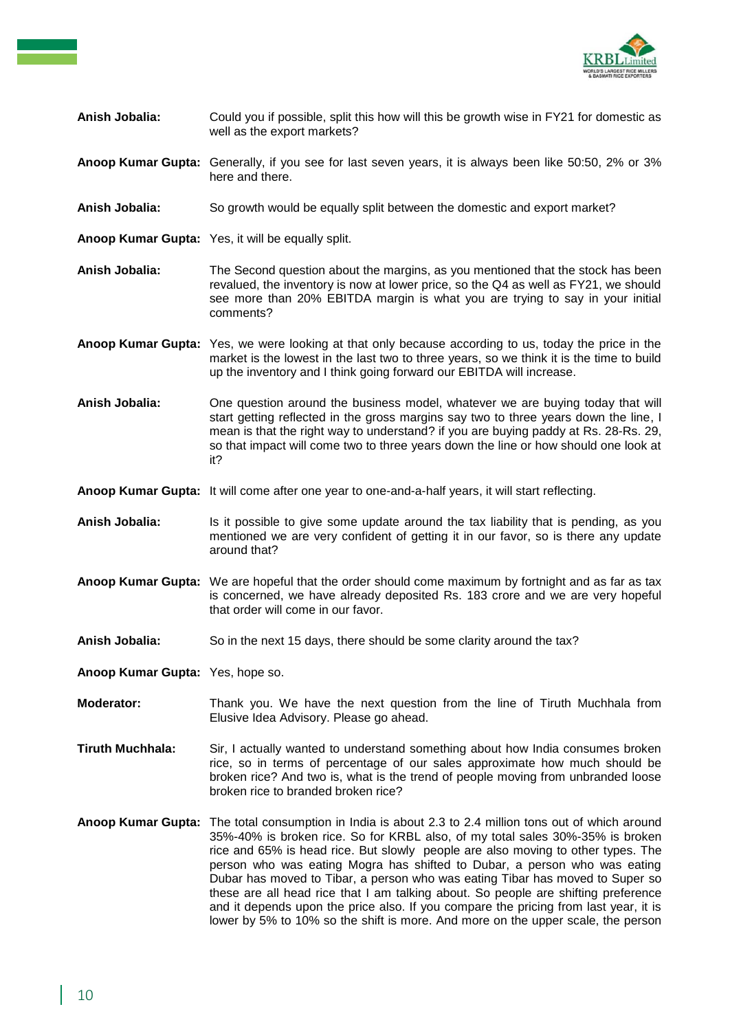**Anish Jobalia:** Could you if possible, split this how will this be growth wise in FY21 for domestic as well as the export markets?

**Anoop Kumar Gupta:** Generally, if you see for last seven years, it is always been like 50:50, 2% or 3% here and there.

**Anish Jobalia:** So growth would be equally split between the domestic and export market?

**Anoop Kumar Gupta:** Yes, it will be equally split.

**Anish Jobalia:** The Second question about the margins, as you mentioned that the stock has been revalued, the inventory is now at lower price, so the Q4 as well as FY21, we should see more than 20% EBITDA margin is what you are trying to say in your initial comments?

**Anoop Kumar Gupta:** Yes, we were looking at that only because according to us, today the price in the market is the lowest in the last two to three years, so we think it is the time to build up the inventory and I think going forward our EBITDA will increase.

**Anish Jobalia:** One question around the business model, whatever we are buying today that will start getting reflected in the gross margins say two to three years down the line, I mean is that the right way to understand? if you are buying paddy at Rs. 28-Rs. 29, so that impact will come two to three years down the line or how should one look at it?

**Anoop Kumar Gupta:** It will come after one year to one-and-a-half years, it will start reflecting.

**Anish Jobalia:** Is it possible to give some update around the tax liability that is pending, as you mentioned we are very confident of getting it in our favor, so is there any update around that?

**Anoop Kumar Gupta:** We are hopeful that the order should come maximum by fortnight and as far as tax is concerned, we have already deposited Rs. 183 crore and we are very hopeful that order will come in our favor.

**Anish Jobalia:** So in the next 15 days, there should be some clarity around the tax?

**Anoop Kumar Gupta:** Yes, hope so.

**Moderator:** Thank you. We have the next question from the line of Tiruth Muchhala from Elusive Idea Advisory. Please go ahead.

**Tiruth Muchhala:** Sir, I actually wanted to understand something about how India consumes broken rice, so in terms of percentage of our sales approximate how much should be broken rice? And two is, what is the trend of people moving from unbranded loose broken rice to branded broken rice?

**Anoop Kumar Gupta:** The total consumption in India is about 2.3 to 2.4 million tons out of which around 35%-40% is broken rice. So for KRBL also, of my total sales 30%-35% is broken rice and 65% is head rice. But slowly people are also moving to other types. The person who was eating Mogra has shifted to Dubar, a person who was eating Dubar has moved to Tibar, a person who was eating Tibar has moved to Super so these are all head rice that I am talking about. So people are shifting preference and it depends upon the price also. If you compare the pricing from last year, it is lower by 5% to 10% so the shift is more. And more on the upper scale, the person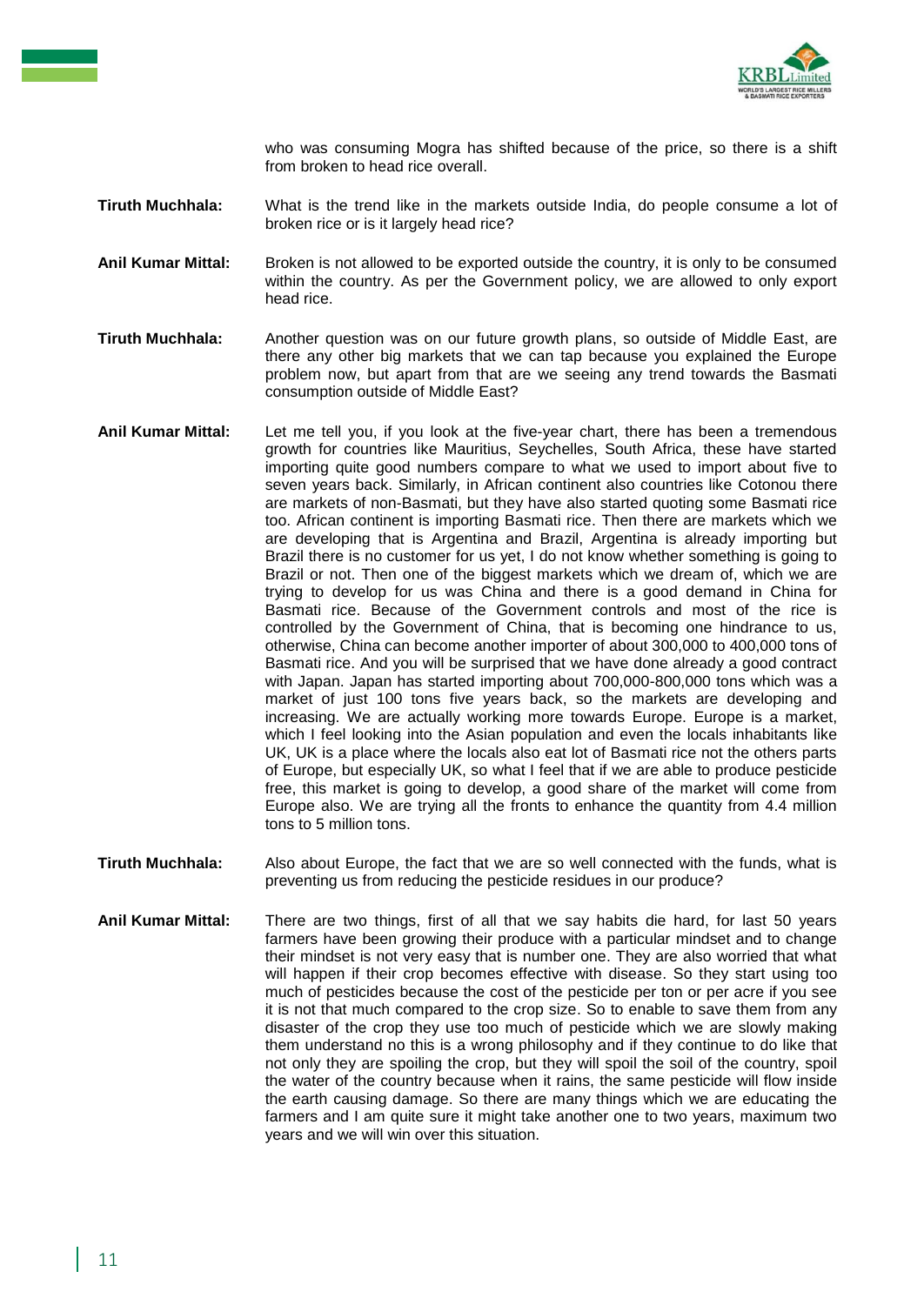who was consuming Mogra has shifted because of the price, so there is a shift from broken to head rice overall.

**Tiruth Muchhala:** What is the trend like in the markets outside India, do people consume a lot of broken rice or is it largely head rice?

**Anil Kumar Mittal:** Broken is not allowed to be exported outside the country, it is only to be consumed within the country. As per the Government policy, we are allowed to only export head rice.

**Tiruth Muchhala:** Another question was on our future growth plans, so outside of Middle East, are there any other big markets that we can tap because you explained the Europe problem now, but apart from that are we seeing any trend towards the Basmati consumption outside of Middle East?

**Anil Kumar Mittal:** Let me tell you, if you look at the five-year chart, there has been a tremendous growth for countries like Mauritius, Seychelles, South Africa, these have started importing quite good numbers compare to what we used to import about five to seven years back. Similarly, in African continent also countries like Cotonou there are markets of non-Basmati, but they have also started quoting some Basmati rice too. African continent is importing Basmati rice. Then there are markets which we are developing that is Argentina and Brazil, Argentina is already importing but Brazil there is no customer for us yet, I do not know whether something is going to Brazil or not. Then one of the biggest markets which we dream of, which we are trying to develop for us was China and there is a good demand in China for Basmati rice. Because of the Government controls and most of the rice is controlled by the Government of China, that is becoming one hindrance to us, otherwise, China can become another importer of about 300,000 to 400,000 tons of Basmati rice. And you will be surprised that we have done already a good contract with Japan. Japan has started importing about 700,000-800,000 tons which was a market of just 100 tons five years back, so the markets are developing and increasing. We are actually working more towards Europe. Europe is a market, which I feel looking into the Asian population and even the locals inhabitants like UK, UK is a place where the locals also eat lot of Basmati rice not the others parts of Europe, but especially UK, so what I feel that if we are able to produce pesticide free, this market is going to develop, a good share of the market will come from Europe also. We are trying all the fronts to enhance the quantity from 4.4 million tons to 5 million tons.

**Tiruth Muchhala:** Also about Europe, the fact that we are so well connected with the funds, what is preventing us from reducing the pesticide residues in our produce?

**Anil Kumar Mittal:** There are two things, first of all that we say habits die hard, for last 50 years farmers have been growing their produce with a particular mindset and to change their mindset is not very easy that is number one. They are also worried that what will happen if their crop becomes effective with disease. So they start using too much of pesticides because the cost of the pesticide per ton or per acre if you see it is not that much compared to the crop size. So to enable to save them from any disaster of the crop they use too much of pesticide which we are slowly making them understand no this is a wrong philosophy and if they continue to do like that not only they are spoiling the crop, but they will spoil the soil of the country, spoil the water of the country because when it rains, the same pesticide will flow inside the earth causing damage. So there are many things which we are educating the farmers and I am quite sure it might take another one to two years, maximum two years and we will win over this situation.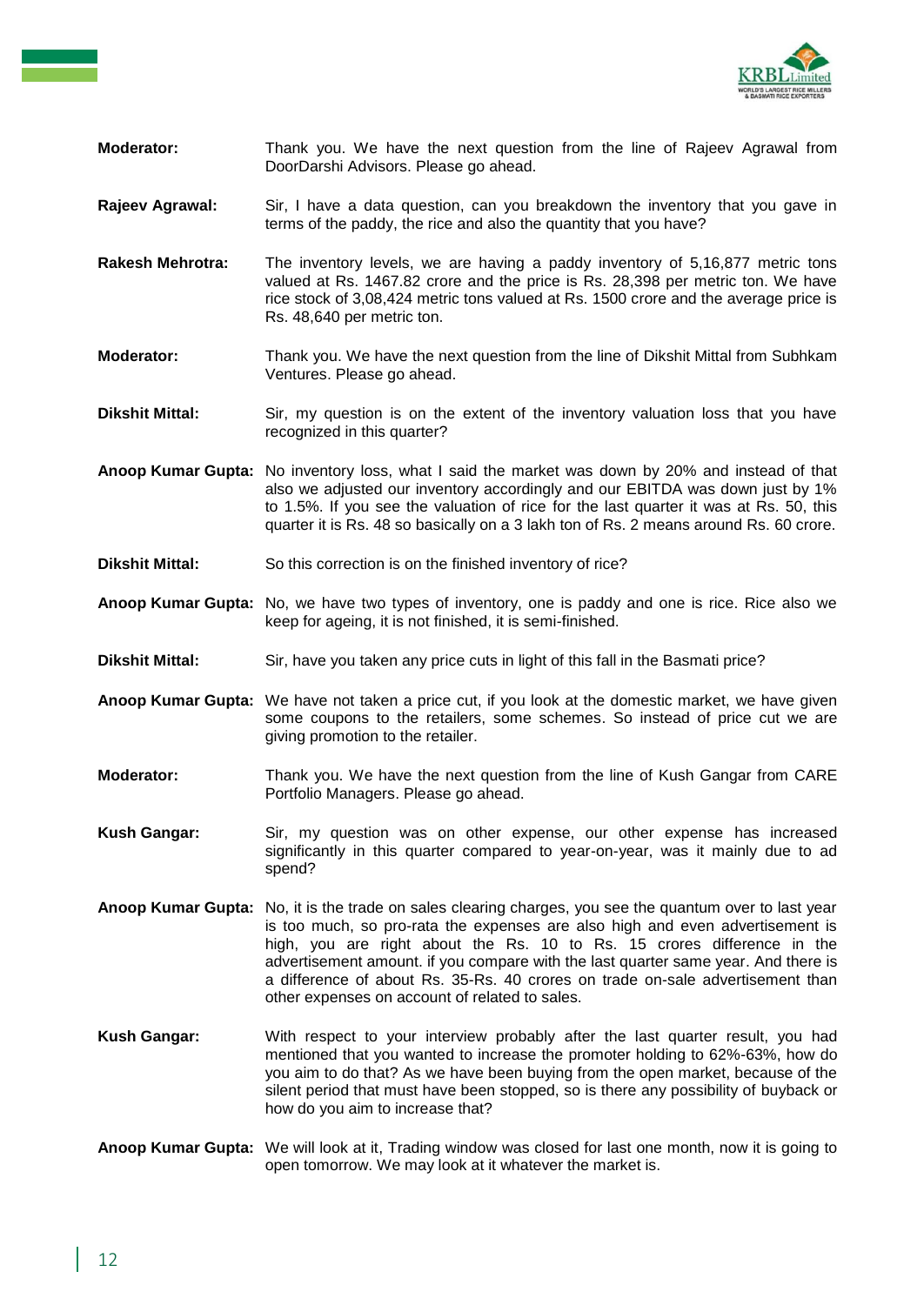**Moderator:** Thank you. We have the next question from the line of Rajeev Agrawal from DoorDarshi Advisors. Please go ahead.

**Rajeev Agrawal:** Sir, I have a data question, can you breakdown the inventory that you gave in terms of the paddy, the rice and also the quantity that you have?

**Rakesh Mehrotra:** The inventory levels, we are having a paddy inventory of 5,16,877 metric tons valued at Rs. 1467.82 crore and the price is Rs. 28,398 per metric ton. We have rice stock of 3,08,424 metric tons valued at Rs. 1500 crore and the average price is Rs. 48,640 per metric ton.

**Moderator:** Thank you. We have the next question from the line of Dikshit Mittal from Subhkam Ventures. Please go ahead.

**Dikshit Mittal:** Sir, my question is on the extent of the inventory valuation loss that you have recognized in this quarter?

**Anoop Kumar Gupta:** No inventory loss, what I said the market was down by 20% and instead of that also we adjusted our inventory accordingly and our EBITDA was down just by 1% to 1.5%. If you see the valuation of rice for the last quarter it was at Rs. 50, this quarter it is Rs. 48 so basically on a 3 lakh ton of Rs. 2 means around Rs. 60 crore.

**Dikshit Mittal:** So this correction is on the finished inventory of rice?

**Anoop Kumar Gupta:** No, we have two types of inventory, one is paddy and one is rice. Rice also we keep for ageing, it is not finished, it is semi-finished.

**Dikshit Mittal:** Sir, have you taken any price cuts in light of this fall in the Basmati price?

**Anoop Kumar Gupta:** We have not taken a price cut, if you look at the domestic market, we have given some coupons to the retailers, some schemes. So instead of price cut we are giving promotion to the retailer.

**Moderator:** Thank you. We have the next question from the line of Kush Gangar from CARE Portfolio Managers. Please go ahead.

**Kush Gangar:** Sir, my question was on other expense, our other expense has increased significantly in this quarter compared to year-on-year, was it mainly due to ad spend?

**Anoop Kumar Gupta:** No, it is the trade on sales clearing charges, you see the quantum over to last year is too much, so pro-rata the expenses are also high and even advertisement is high, you are right about the Rs. 10 to Rs. 15 crores difference in the advertisement amount. if you compare with the last quarter same year. And there is a difference of about Rs. 35-Rs. 40 crores on trade on-sale advertisement than other expenses on account of related to sales.

**Kush Gangar:** With respect to your interview probably after the last quarter result, you had mentioned that you wanted to increase the promoter holding to 62%-63%, how do you aim to do that? As we have been buying from the open market, because of the silent period that must have been stopped, so is there any possibility of buyback or how do you aim to increase that?

**Anoop Kumar Gupta:** We will look at it, Trading window was closed for last one month, now it is going to open tomorrow. We may look at it whatever the market is.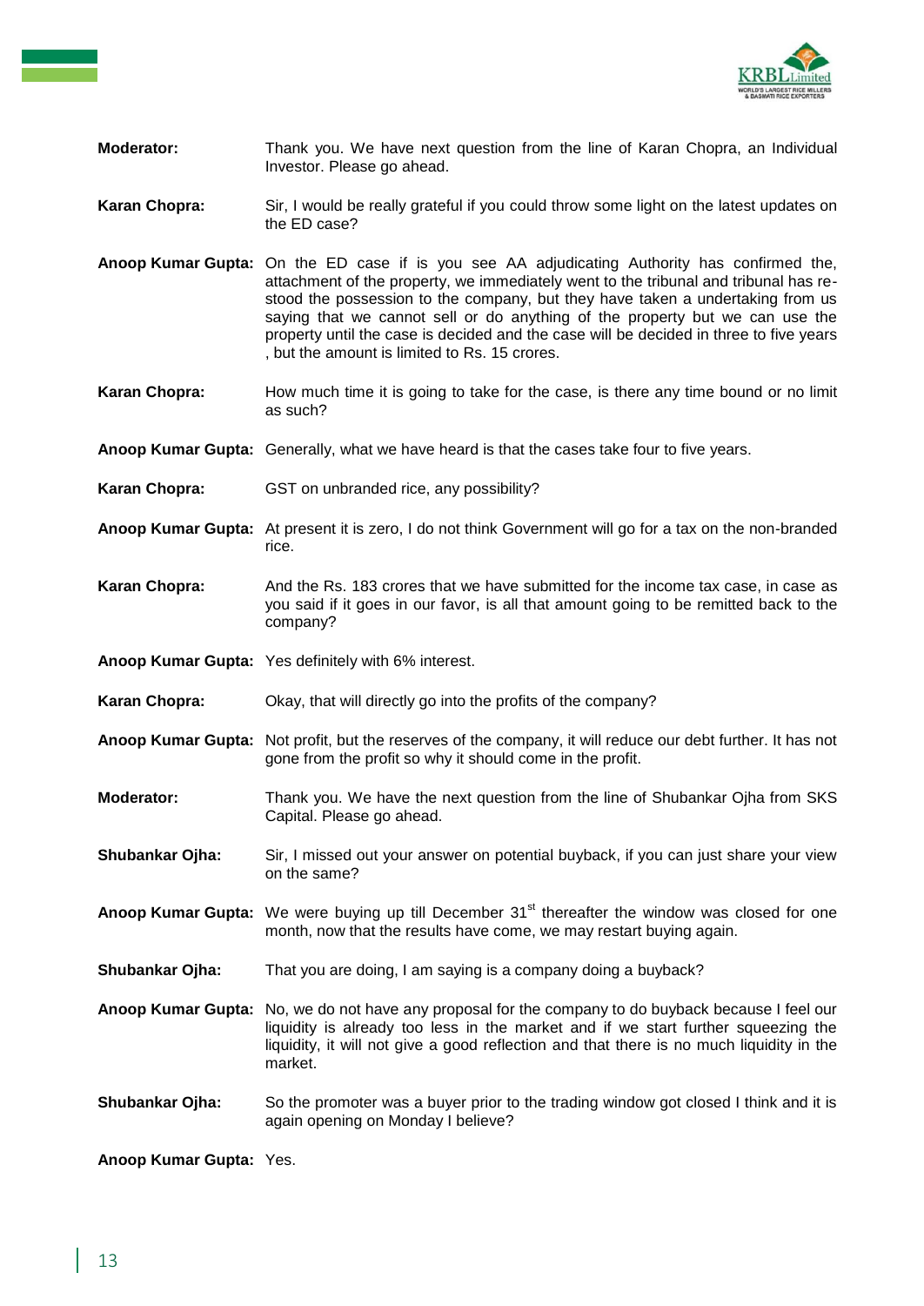**Moderator:** Thank you. We have next question from the line of Karan Chopra, an Individual Investor. Please go ahead.

**Karan Chopra:** Sir, I would be really grateful if you could throw some light on the latest updates on the ED case?

**Anoop Kumar Gupta:** On the ED case if is you see AA adjudicating Authority has confirmed the, attachment of the property, we immediately went to the tribunal and tribunal has re-stood the possession to the company, but they have taken a undertaking from us saying that we cannot sell or do anything of the property but we can use the property until the case is decided and the case will be decided in three to five years , but the amount is limited to Rs. 15 crores.

**Karan Chopra:** How much time it is going to take for the case, is there any time bound or no limit as such?

**Anoop Kumar Gupta:** Generally, what we have heard is that the cases take four to five years.

**Karan Chopra:** GST on unbranded rice, any possibility?

**Anoop Kumar Gupta:** At present it is zero, I do not think Government will go for a tax on the non-branded rice.

**Karan Chopra:** And the Rs. 183 crores that we have submitted for the income tax case, in case as you said if it goes in our favor, is all that amount going to be remitted back to the company?

**Anoop Kumar Gupta:** Yes definitely with 6% interest.

**Karan Chopra:** Okay, that will directly go into the profits of the company?

**Anoop Kumar Gupta:** Not profit, but the reserves of the company, it will reduce our debt further. It has not gone from the profit so why it should come in the profit.

**Moderator:** Thank you. We have the next question from the line of Shubankar Ojha from SKS Capital. Please go ahead.

**Shubankar Ojha:** Sir, I missed out your answer on potential buyback, if you can just share your view on the same?

**Anoop Kumar Gupta:** We were buying up till December 31st thereafter the window was closed for one month, now that the results have come, we may restart buying again.

**Shubankar Ojha:** That you are doing, I am saying is a company doing a buyback?

**Anoop Kumar Gupta:** No, we do not have any proposal for the company to do buyback because I feel our liquidity is already too less in the market and if we start further squeezing the liquidity, it will not give a good reflection and that there is no much liquidity in the market.

**Shubankar Ojha:** So the promoter was a buyer prior to the trading window got closed I think and it is again opening on Monday I believe?

**Anoop Kumar Gupta:** Yes.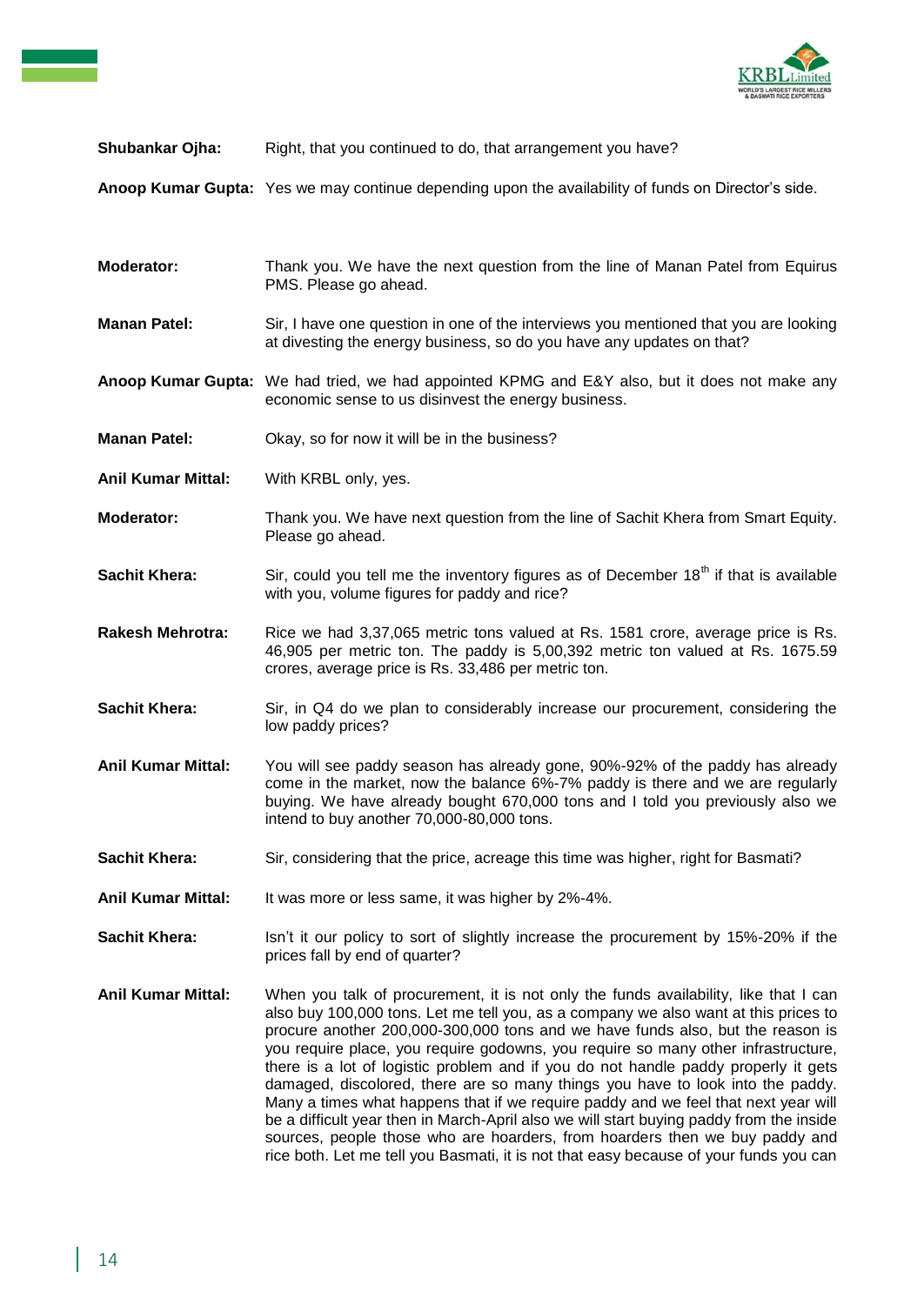**Shubankar Ojha:** Right, that you continued to do, that arrangement you have?

**Anoop Kumar Gupta:** Yes we may continue depending upon the availability of funds on Director's side.

**Moderator:** Thank you. We have the next question from the line of Manan Patel from Equirus PMS. Please go ahead.

**Manan Patel:** Sir, I have one question in one of the interviews you mentioned that you are looking at divesting the energy business, so do you have any updates on that?

**Anoop Kumar Gupta:** We had tried, we had appointed KPMG and E&Y also, but it does not make any economic sense to us disinvest the energy business.

**Manan Patel:** Okay, so for now it will be in the business?

**Anil Kumar Mittal:** With KRBL only, yes.

**Moderator:** Thank you. We have next question from the line of Sachit Khera from Smart Equity. Please go ahead.

**Sachit Khera:** Sir, could you tell me the inventory figures as of December 18th if that is available with you, volume figures for paddy and rice?

**Rakesh Mehrotra:** Rice we had 3,37,065 metric tons valued at Rs. 1581 crore, average price is Rs. 46,905 per metric ton. The paddy is 5,00,392 metric ton valued at Rs. 1675.59 crores, average price is Rs. 33,486 per metric ton.

**Sachit Khera:** Sir, in Q4 do we plan to considerably increase our procurement, considering the low paddy prices?

**Anil Kumar Mittal:** You will see paddy season has already gone, 90%-92% of the paddy has already come in the market, now the balance 6%-7% paddy is there and we are regularly buying. We have already bought 670,000 tons and I told you previously also we intend to buy another 70,000-80,000 tons.

**Sachit Khera:** Sir, considering that the price, acreage this time was higher, right for Basmati?

**Anil Kumar Mittal:** It was more or less same, it was higher by 2%-4%.

**Sachit Khera:** Isn't it our policy to sort of slightly increase the procurement by 15%-20% if the prices fall by end of quarter?

**Anil Kumar Mittal:** When you talk of procurement, it is not only the funds availability, like that I can also buy 100,000 tons. Let me tell you, as a company we also want at this prices to procure another 200,000-300,000 tons and we have funds also, but the reason is you require place, you require godowns, you require so many other infrastructure, there is a lot of logistic problem and if you do not handle paddy properly it gets damaged, discolored, there are so many things you have to look into the paddy. Many a times what happens that if we require paddy and we feel that next year will be a difficult year then in March-April also we will start buying paddy from the inside sources, people those who are hoarders, from hoarders then we buy paddy and rice both. Let me tell you Basmati, it is not that easy because of your funds you can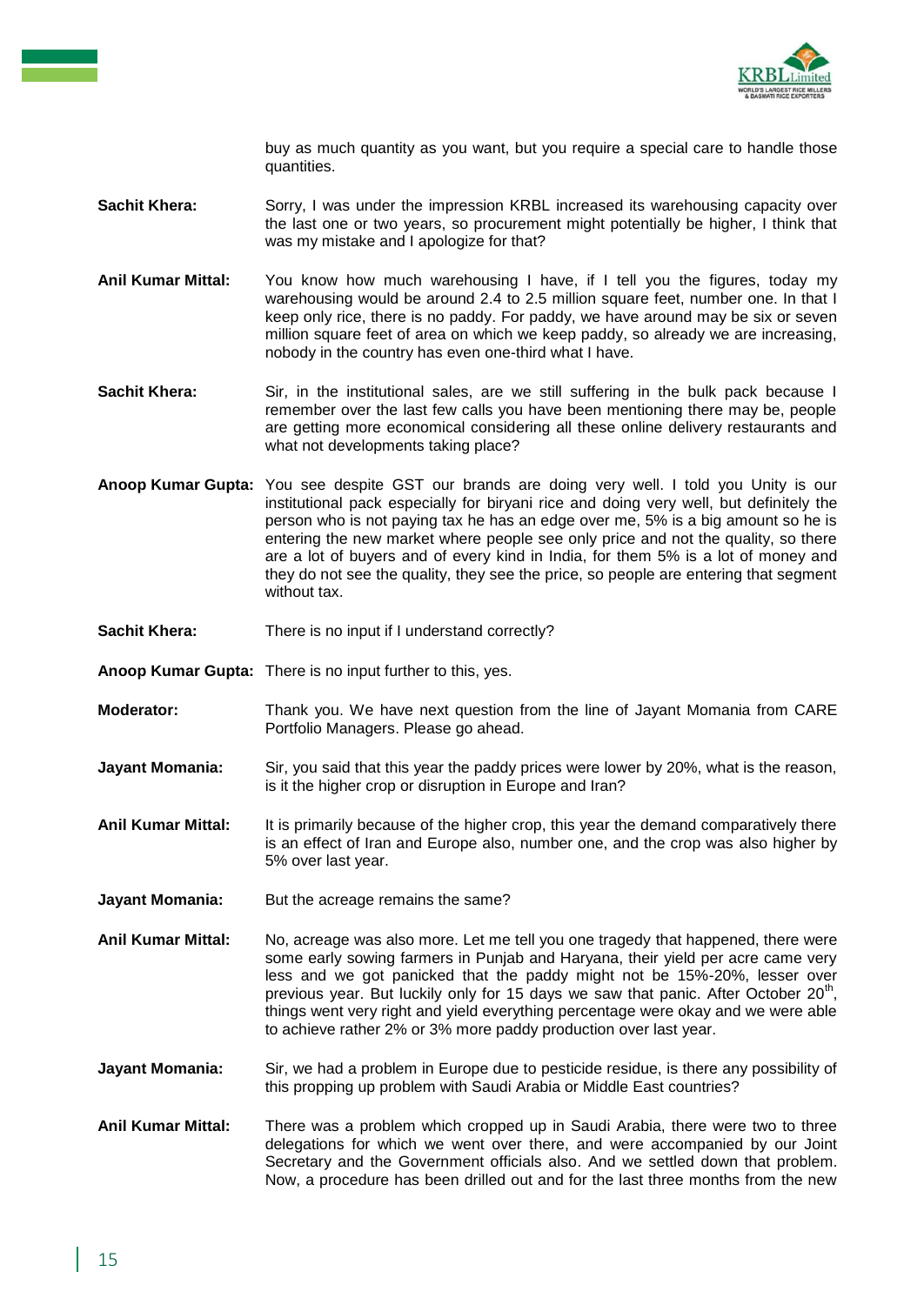buy as much quantity as you want, but you require a special care to handle those quantities.

**Sachit Khera:** Sorry, I was under the impression KRBL increased its warehousing capacity over the last one or two years, so procurement might potentially be higher, I think that was my mistake and I apologize for that?

**Anil Kumar Mittal:** You know how much warehousing I have, if I tell you the figures, today my warehousing would be around 2.4 to 2.5 million square feet, number one. In that I keep only rice, there is no paddy. For paddy, we have around may be six or seven million square feet of area on which we keep paddy, so already we are increasing, nobody in the country has even one-third what I have.

**Sachit Khera:** Sir, in the institutional sales, are we still suffering in the bulk pack because I remember over the last few calls you have been mentioning there may be, people are getting more economical considering all these online delivery restaurants and what not developments taking place?

**Anoop Kumar Gupta:** You see despite GST our brands are doing very well. I told you Unity is our institutional pack especially for biryani rice and doing very well, but definitely the person who is not paying tax he has an edge over me, 5% is a big amount so he is entering the new market where people see only price and not the quality, so there are a lot of buyers and of every kind in India, for them 5% is a lot of money and they do not see the quality, they see the price, so people are entering that segment without tax.

**Sachit Khera:** There is no input if I understand correctly?

**Anoop Kumar Gupta:** There is no input further to this, yes.

**Moderator:** Thank you. We have next question from the line of Jayant Momania from CARE Portfolio Managers. Please go ahead.

**Jayant Momania:** Sir, you said that this year the paddy prices were lower by 20%, what is the reason, is it the higher crop or disruption in Europe and Iran?

**Anil Kumar Mittal:** It is primarily because of the higher crop, this year the demand comparatively there is an effect of Iran and Europe also, number one, and the crop was also higher by 5% over last year.

**Jayant Momania:** But the acreage remains the same?

**Anil Kumar Mittal:** No, acreage was also more. Let me tell you one tragedy that happened, there were some early sowing farmers in Punjab and Haryana, their yield per acre came very less and we got panicked that the paddy might not be 15%-20%, lesser over previous year. But luckily only for 15 days we saw that panic. After October 20th, things went very right and yield everything percentage were okay and we were able to achieve rather 2% or 3% more paddy production over last year.

**Jayant Momania:** Sir, we had a problem in Europe due to pesticide residue, is there any possibility of this propping up problem with Saudi Arabia or Middle East countries?

**Anil Kumar Mittal:** There was a problem which cropped up in Saudi Arabia, there were two to three delegations for which we went over there, and were accompanied by our Joint Secretary and the Government officials also. And we settled down that problem. Now, a procedure has been drilled out and for the last three months from the new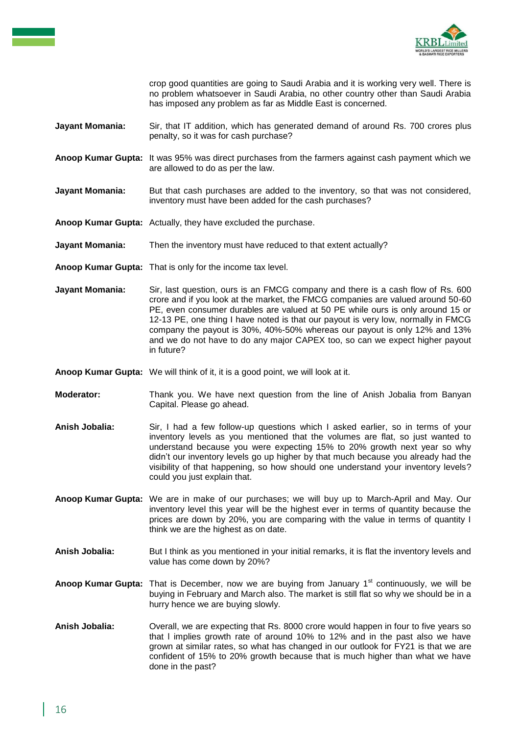crop good quantities are going to Saudi Arabia and it is working very well. There is no problem whatsoever in Saudi Arabia, no other country other than Saudi Arabia has imposed any problem as far as Middle East is concerned.

**Jayant Momania:** Sir, that IT addition, which has generated demand of around Rs. 700 crores plus penalty, so it was for cash purchase?

**Anoop Kumar Gupta:** It was 95% was direct purchases from the farmers against cash payment which we are allowed to do as per the law.

**Jayant Momania:** But that cash purchases are added to the inventory, so that was not considered, inventory must have been added for the cash purchases?

**Anoop Kumar Gupta:** Actually, they have excluded the purchase.

**Jayant Momania:** Then the inventory must have reduced to that extent actually?

**Anoop Kumar Gupta:** That is only for the income tax level.

**Jayant Momania:** Sir, last question, ours is an FMCG company and there is a cash flow of Rs. 600 crore and if you look at the market, the FMCG companies are valued around 50-60 PE, even consumer durables are valued at 50 PE while ours is only around 15 or 12-13 PE, one thing I have noted is that our payout is very low, normally in FMCG company the payout is 30%, 40%-50% whereas our payout is only 12% and 13% and we do not have to do any major CAPEX too, so can we expect higher payout in future?

**Anoop Kumar Gupta:** We will think of it, it is a good point, we will look at it.

**Moderator:** Thank you. We have next question from the line of Anish Jobalia from Banyan Capital. Please go ahead.

**Anish Jobalia:** Sir, I had a few follow-up questions which I asked earlier, so in terms of your inventory levels as you mentioned that the volumes are flat, so just wanted to understand because you were expecting 15% to 20% growth next year so why didn't our inventory levels go up higher by that much because you already had the visibility of that happening, so how should one understand your inventory levels? could you just explain that.

**Anoop Kumar Gupta:** We are in make of our purchases; we will buy up to March-April and May. Our inventory level this year will be the highest ever in terms of quantity because the prices are down by 20%, you are comparing with the value in terms of quantity I think we are the highest as on date.

**Anish Jobalia:** But I think as you mentioned in your initial remarks, it is flat the inventory levels and value has come down by 20%?

**Anoop Kumar Gupta:** That is December, now we are buying from January 1st continuously, we will be buying in February and March also. The market is still flat so why we should be in a hurry hence we are buying slowly.

**Anish Jobalia:** Overall, we are expecting that Rs. 8000 crore would happen in four to five years so that I implies growth rate of around 10% to 12% and in the past also we have grown at similar rates, so what has changed in our outlook for FY21 is that we are confident of 15% to 20% growth because that is much higher than what we have done in the past?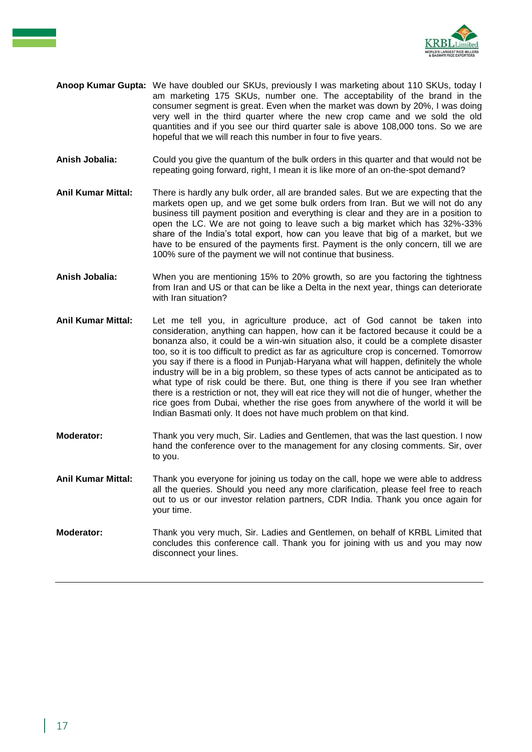**Anoop Kumar Gupta:** We have doubled our SKUs, previously I was marketing about 110 SKUs, today I am marketing 175 SKUs, number one. The acceptability of the brand in the consumer segment is great. Even when the market was down by 20%, I was doing very well in the third quarter where the new crop came and we sold the old quantities and if you see our third quarter sale is above 108,000 tons. So we are hopeful that we will reach this number in four to five years.

**Anish Jobalia:** Could you give the quantum of the bulk orders in this quarter and that would not be repeating going forward, right, I mean it is like more of an on-the-spot demand?

**Anil Kumar Mittal:** There is hardly any bulk order, all are branded sales. But we are expecting that the markets open up, and we get some bulk orders from Iran. But we will not do any business till payment position and everything is clear and they are in a position to open the LC. We are not going to leave such a big market which has 32%-33% share of the India's total export, how can you leave that big of a market, but we have to be ensured of the payments first. Payment is the only concern, till we are 100% sure of the payment we will not continue that business.

**Anish Jobalia:** When you are mentioning 15% to 20% growth, so are you factoring the tightness from Iran and US or that can be like a Delta in the next year, things can deteriorate with Iran situation?

**Anil Kumar Mittal:** Let me tell you, in agriculture produce, act of God cannot be taken into consideration, anything can happen, how can it be factored because it could be a bonanza also, it could be a win-win situation also, it could be a complete disaster too, so it is too difficult to predict as far as agriculture crop is concerned. Tomorrow you say if there is a flood in Punjab-Haryana what will happen, definitely the whole industry will be in a big problem, so these types of acts cannot be anticipated as to what type of risk could be there. But, one thing is there if you see Iran whether there is a restriction or not, they will eat rice they will not die of hunger, whether the rice goes from Dubai, whether the rise goes from anywhere of the world it will be Indian Basmati only. It does not have much problem on that kind.

**Moderator:** Thank you very much, Sir. Ladies and Gentlemen, that was the last question. I now hand the conference over to the management for any closing comments. Sir, over to you.

**Anil Kumar Mittal:** Thank you everyone for joining us today on the call, hope we were able to address all the queries. Should you need any more clarification, please feel free to reach out to us or our investor relation partners, CDR India. Thank you once again for your time.

**Moderator:** Thank you very much, Sir. Ladies and Gentlemen, on behalf of KRBL Limited that concludes this conference call. Thank you for joining with us and you may now disconnect your lines.